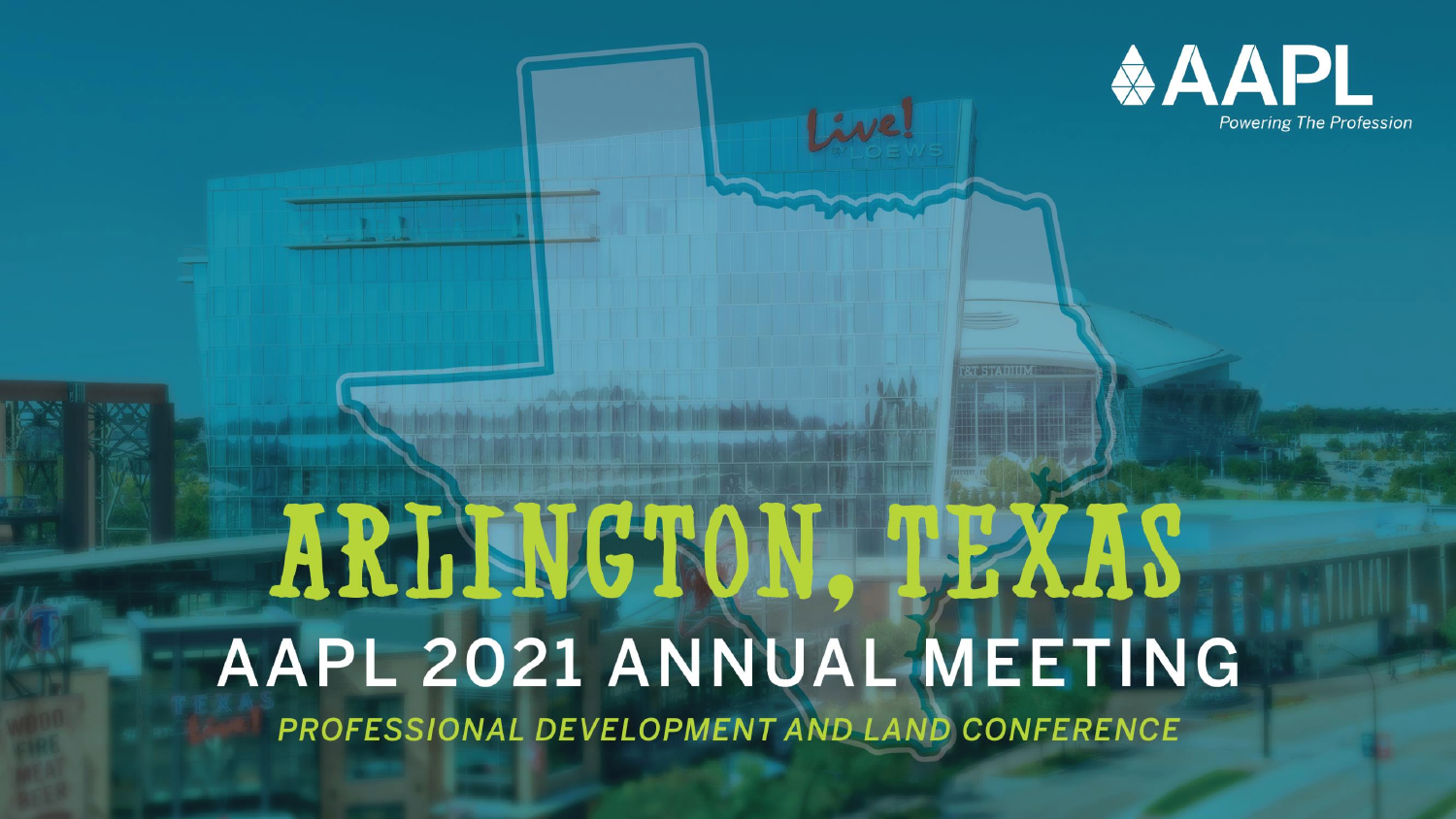AAPL

*Powering The Profession*

# ARLINGTON, TEXAS

## AAPL 2021 ANNUAL MEETING

***PROFESSIONAL DEVELOPMENT AND LAND CONFERENCE***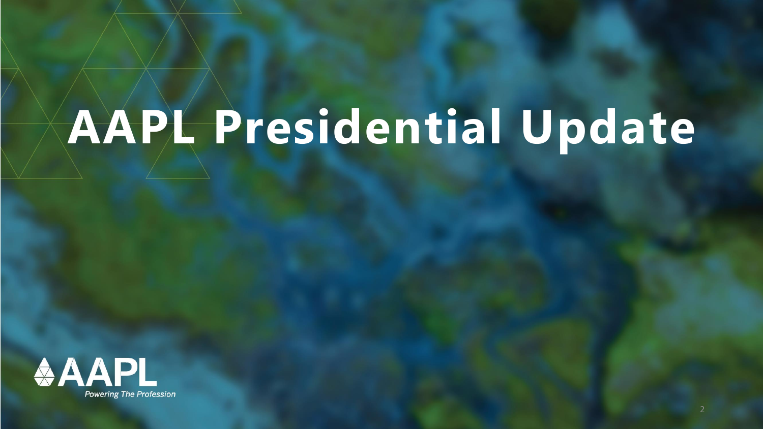# AAPL Presidential Update

AAPL

*Powering The Profession*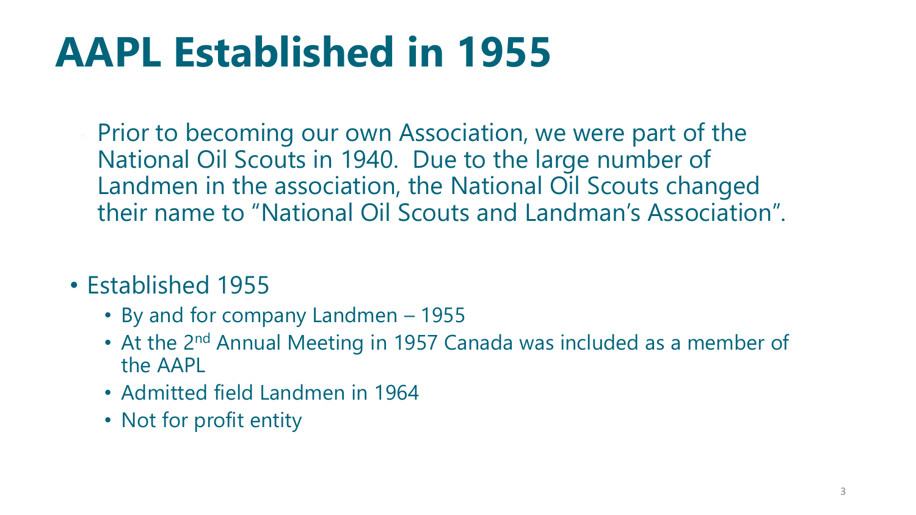# AAPL Established in 1955

Prior to becoming our own Association, we were part of the National Oil Scouts in 1940. Due to the large number of Landmen in the association, the National Oil Scouts changed their name to "National Oil Scouts and Landman's Association".

- Established 1955
  - By and for company Landmen – 1955
  - At the 2nd Annual Meeting in 1957 Canada was included as a member of the AAPL
  - Admitted field Landmen in 1964
  - Not for profit entity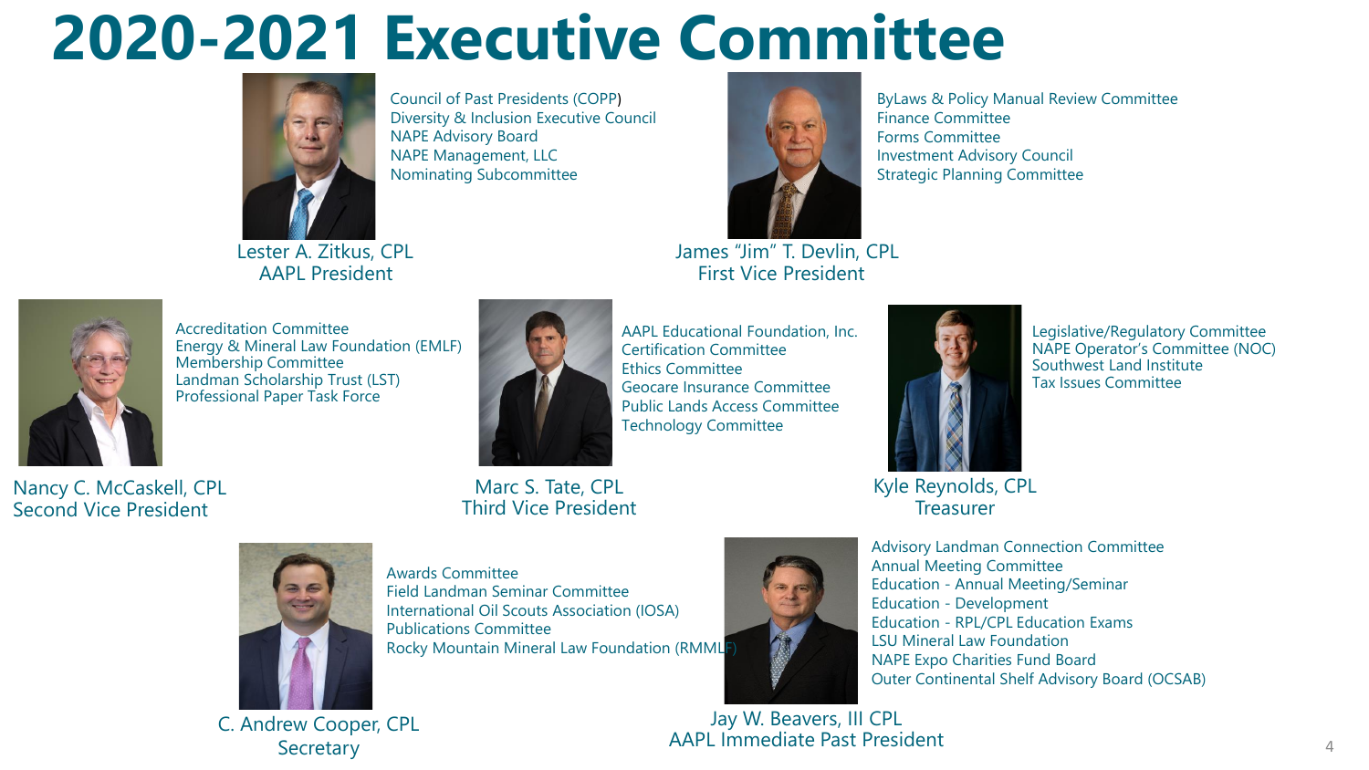# 2020-2021 Executive Committee

**Lester A. Zitkus, CPL**
AAPL President

- Council of Past Presidents (COPP)
- Diversity & Inclusion Executive Council
- NAPE Advisory Board
- NAPE Management, LLC
- Nominating Subcommittee

**James "Jim" T. Devlin, CPL**
First Vice President

- ByLaws & Policy Manual Review Committee
- Finance Committee
- Forms Committee
- Investment Advisory Council
- Strategic Planning Committee

**Nancy C. McCaskell, CPL**
Second Vice President

- Accreditation Committee
- Energy & Mineral Law Foundation (EMLF)
- Membership Committee
- Landman Scholarship Trust (LST)
- Professional Paper Task Force

**Marc S. Tate, CPL**
Third Vice President

- AAPL Educational Foundation, Inc.
- Certification Committee
- Ethics Committee
- Geocare Insurance Committee
- Public Lands Access Committee
- Technology Committee

**Kyle Reynolds, CPL**
Treasurer

- Legislative/Regulatory Committee
- NAPE Operator's Committee (NOC)
- Southwest Land Institute
- Tax Issues Committee

**C. Andrew Cooper, CPL**
Secretary

- Awards Committee
- Field Landman Seminar Committee
- International Oil Scouts Association (IOSA)
- Publications Committee
- Rocky Mountain Mineral Law Foundation (RMMLF)

**Jay W. Beavers, III CPL**
AAPL Immediate Past President

- Advisory Landman Connection Committee
- Annual Meeting Committee
- Education - Annual Meeting/Seminar
- Education - Development
- Education - RPL/CPL Education Exams
- LSU Mineral Law Foundation
- NAPE Expo Charities Fund Board
- Outer Continental Shelf Advisory Board (OCSAB)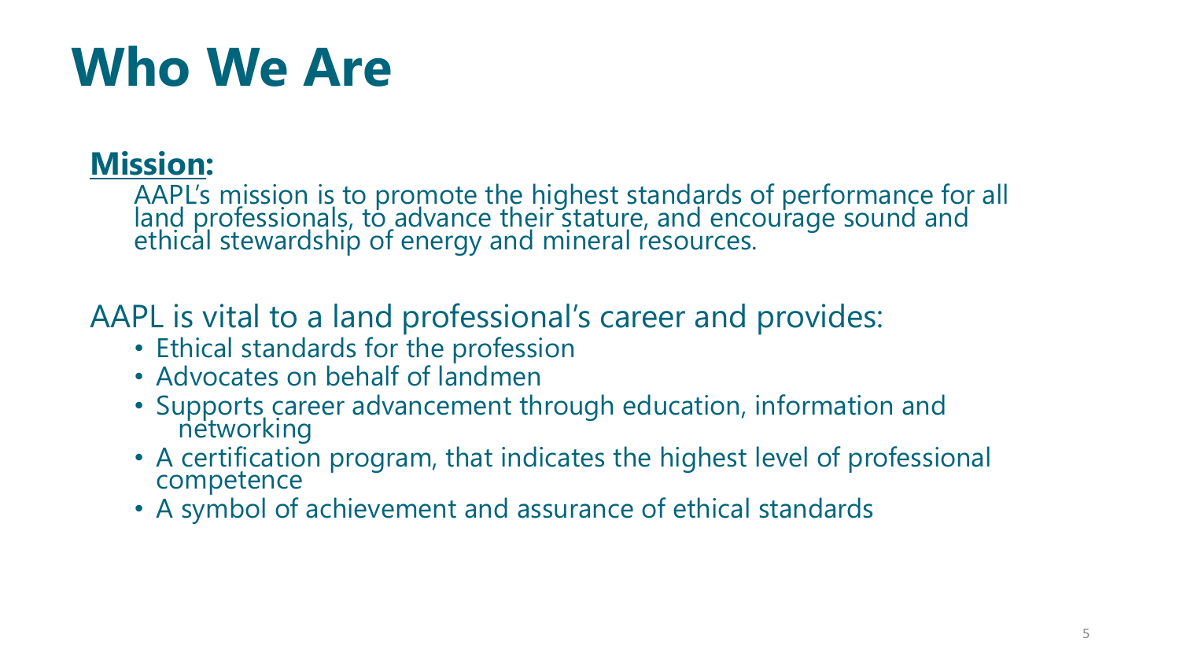# Who We Are

**Mission:**

AAPL's mission is to promote the highest standards of performance for all land professionals, to advance their stature, and encourage sound and ethical stewardship of energy and mineral resources.

AAPL is vital to a land professional's career and provides:

- Ethical standards for the profession
- Advocates on behalf of landmen
- Supports career advancement through education, information and networking
- A certification program, that indicates the highest level of professional competence
- A symbol of achievement and assurance of ethical standards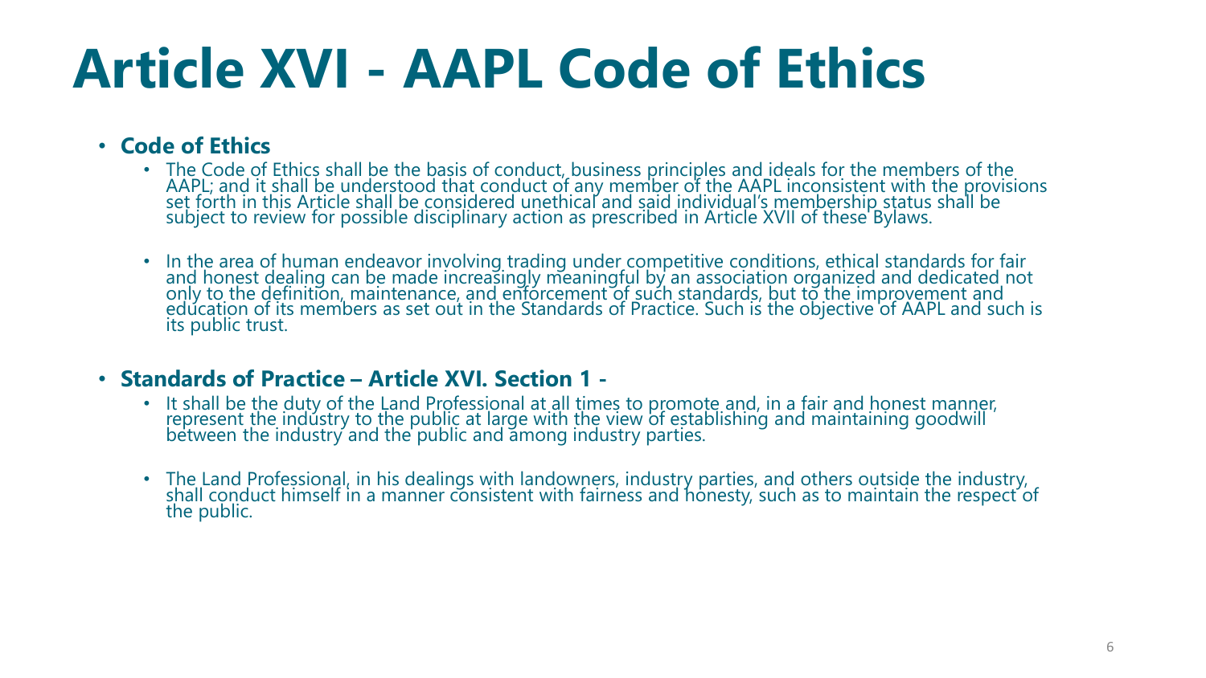# Article XVI - AAPL Code of Ethics

- **Code of Ethics**
  - The Code of Ethics shall be the basis of conduct, business principles and ideals for the members of the AAPL; and it shall be understood that conduct of any member of the AAPL inconsistent with the provisions set forth in this Article shall be considered unethical and said individual's membership status shall be subject to review for possible disciplinary action as prescribed in Article XVII of these Bylaws.
  - In the area of human endeavor involving trading under competitive conditions, ethical standards for fair and honest dealing can be made increasingly meaningful by an association organized and dedicated not only to the definition, maintenance, and enforcement of such standards, but to the improvement and education of its members as set out in the Standards of Practice. Such is the objective of AAPL and such is its public trust.

- **Standards of Practice – Article XVI. Section 1 -**
  - It shall be the duty of the Land Professional at all times to promote and, in a fair and honest manner, represent the industry to the public at large with the view of establishing and maintaining goodwill between the industry and the public and among industry parties.
  - The Land Professional, in his dealings with landowners, industry parties, and others outside the industry, shall conduct himself in a manner consistent with fairness and honesty, such as to maintain the respect of the public.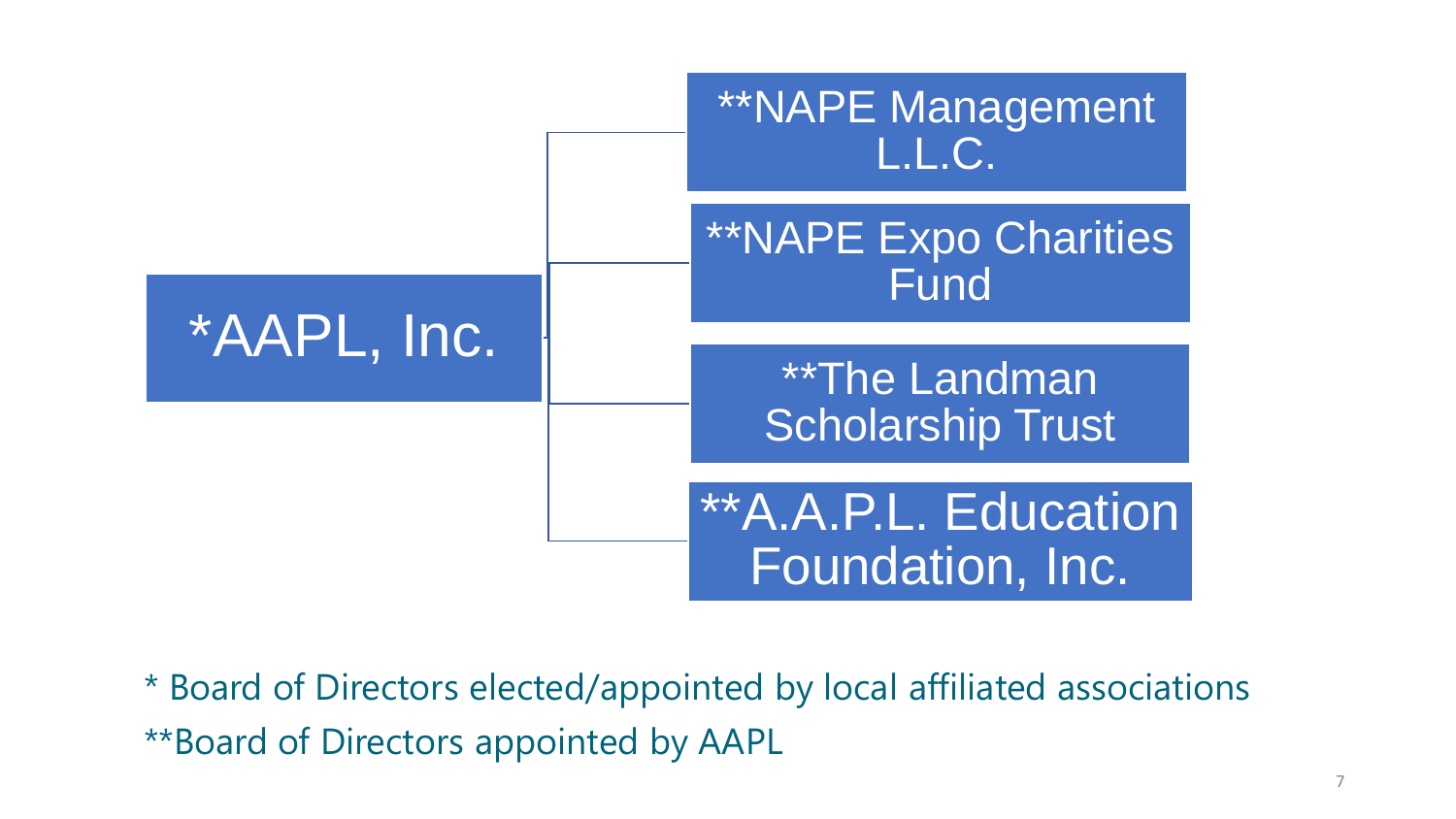- *AAPL, Inc.
  - **NAPE Management L.L.C.
  - **NAPE Expo Charities Fund
  - **The Landman Scholarship Trust
  - **A.A.P.L. Education Foundation, Inc.

* Board of Directors elected/appointed by local affiliated associations

**Board of Directors appointed by AAPL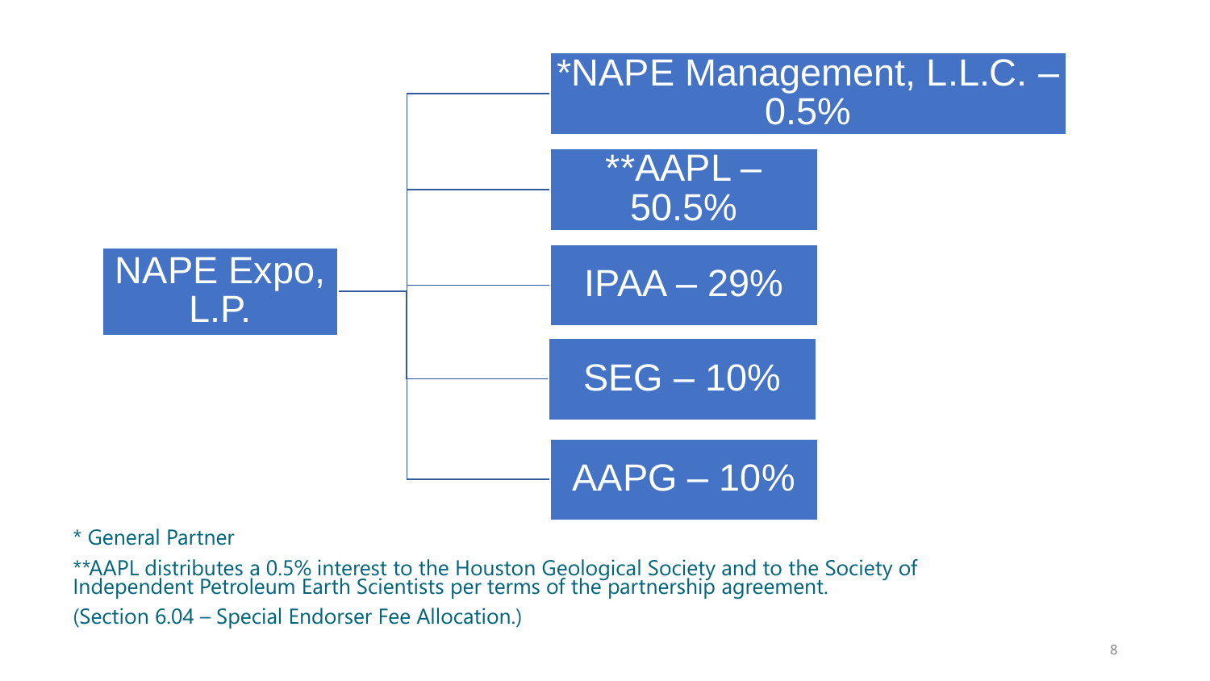NAPE Expo, L.P.

- *NAPE Management, L.L.C. – 0.5%
- **AAPL – 50.5%
- IPAA – 29%
- SEG – 10%
- AAPG – 10%

* General Partner

**AAPL distributes a 0.5% interest to the Houston Geological Society and to the Society of Independent Petroleum Earth Scientists per terms of the partnership agreement.

(Section 6.04 – Special Endorser Fee Allocation.)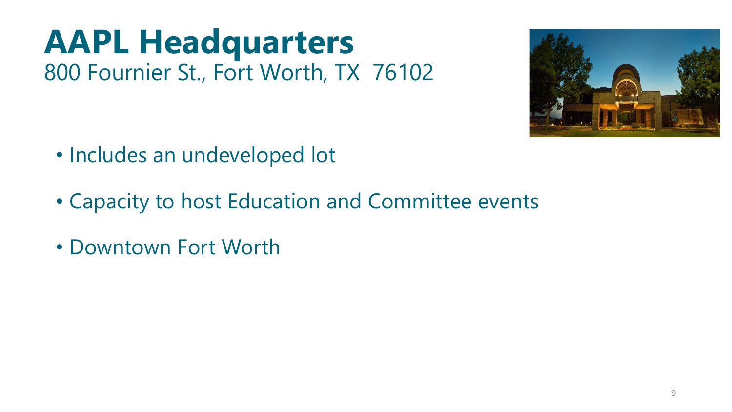# AAPL Headquarters

800 Fournier St., Fort Worth, TX 76102

- Includes an undeveloped lot
- Capacity to host Education and Committee events
- Downtown Fort Worth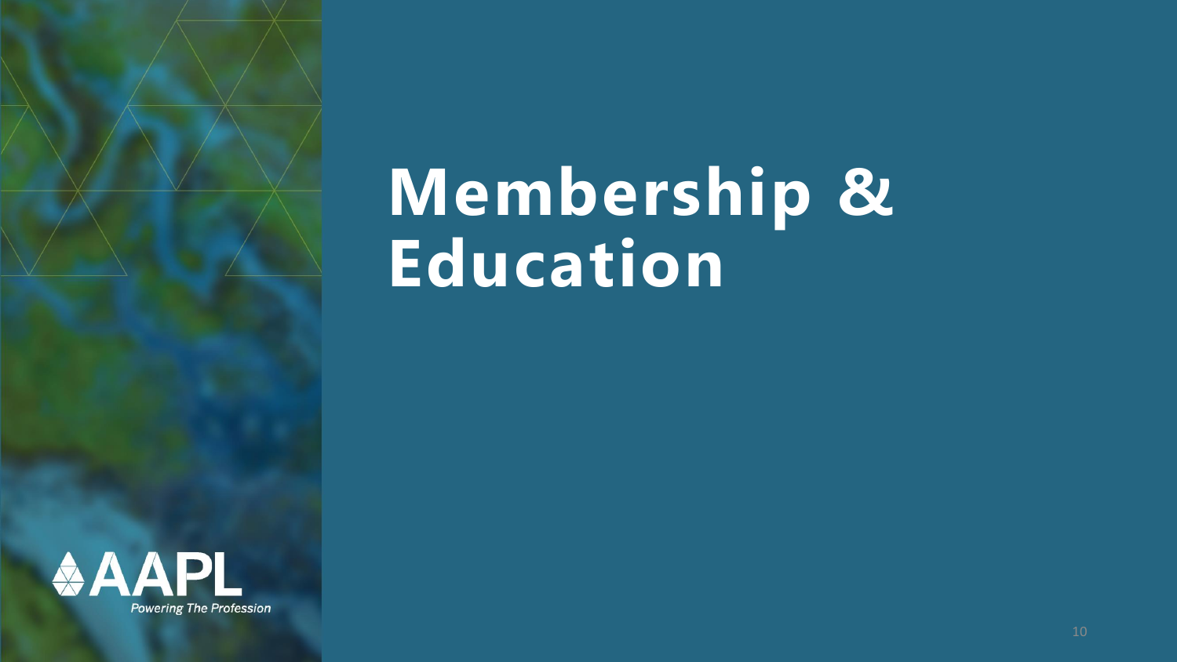# Membership & Education

AAPL

*Powering The Profession*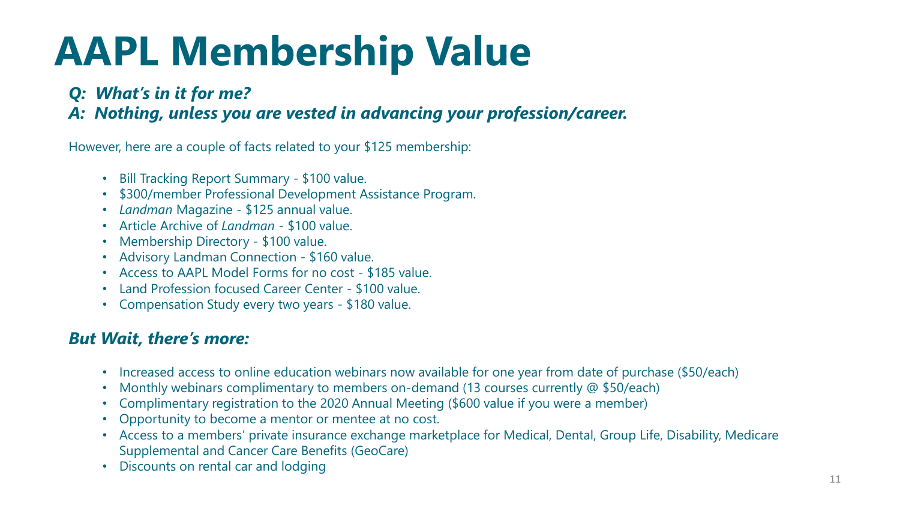# AAPL Membership Value

***Q: What's in it for me?***
***A: Nothing, unless you are vested in advancing your profession/career.***

However, here are a couple of facts related to your $125 membership:

- Bill Tracking Report Summary - $100 value.
- $300/member Professional Development Assistance Program.
- *Landman* Magazine - $125 annual value.
- Article Archive of *Landman* - $100 value.
- Membership Directory - $100 value.
- Advisory Landman Connection - $160 value.
- Access to AAPL Model Forms for no cost - $185 value.
- Land Profession focused Career Center - $100 value.
- Compensation Study every two years - $180 value.

***But Wait, there's more:***

- Increased access to online education webinars now available for one year from date of purchase ($50/each)
- Monthly webinars complimentary to members on-demand (13 courses currently @ $50/each)
- Complimentary registration to the 2020 Annual Meeting ($600 value if you were a member)
- Opportunity to become a mentor or mentee at no cost.
- Access to a members' private insurance exchange marketplace for Medical, Dental, Group Life, Disability, Medicare Supplemental and Cancer Care Benefits (GeoCare)
- Discounts on rental car and lodging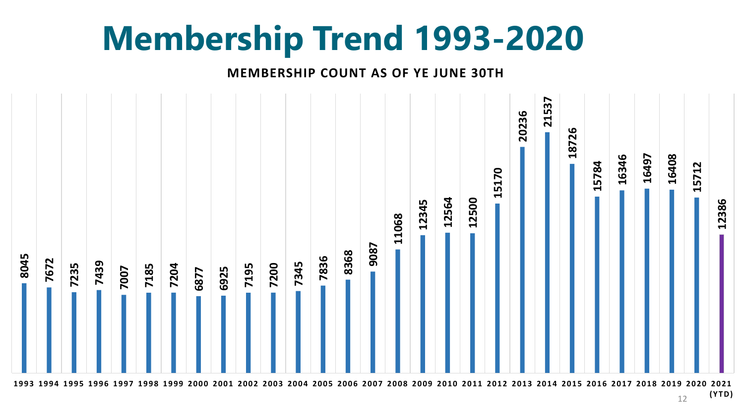# Membership Trend 1993-2020

**MEMBERSHIP COUNT AS OF YE JUNE 30TH**

| Year | Membership Count |
|---|---|
| 1993 | 8045 |
| 1994 | 7672 |
| 1995 | 7235 |
| 1996 | 7439 |
| 1997 | 7007 |
| 1998 | 7185 |
| 1999 | 7204 |
| 2000 | 6877 |
| 2001 | 6925 |
| 2002 | 7195 |
| 2003 | 7200 |
| 2004 | 7345 |
| 2005 | 7836 |
| 2006 | 8368 |
| 2007 | 9087 |
| 2008 | 11068 |
| 2009 | 12345 |
| 2010 | 12564 |
| 2011 | 12500 |
| 2012 | 15170 |
| 2013 | 20236 |
| 2014 | 21537 |
| 2015 | 18726 |
| 2016 | 15784 |
| 2017 | 16346 |
| 2018 | 16497 |
| 2019 | 16408 |
| 2020 | 15712 |
| 2021 (YTD) | 12386 |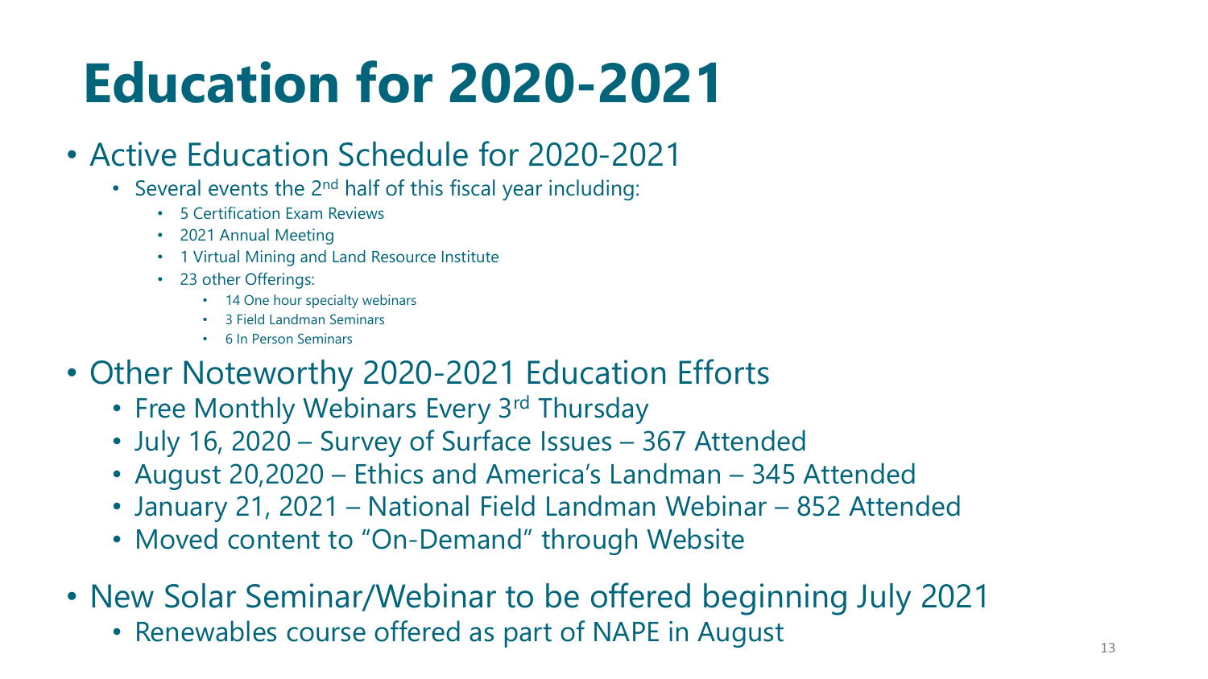# Education for 2020-2021

- Active Education Schedule for 2020-2021
  - Several events the 2nd half of this fiscal year including:
    - 5 Certification Exam Reviews
    - 2021 Annual Meeting
    - 1 Virtual Mining and Land Resource Institute
    - 23 other Offerings:
      - 14 One hour specialty webinars
      - 3 Field Landman Seminars
      - 6 In Person Seminars
- Other Noteworthy 2020-2021 Education Efforts
  - Free Monthly Webinars Every 3rd Thursday
  - July 16, 2020 – Survey of Surface Issues – 367 Attended
  - August 20,2020 – Ethics and America's Landman – 345 Attended
  - January 21, 2021 – National Field Landman Webinar – 852 Attended
  - Moved content to "On-Demand" through Website
- New Solar Seminar/Webinar to be offered beginning July 2021
  - Renewables course offered as part of NAPE in August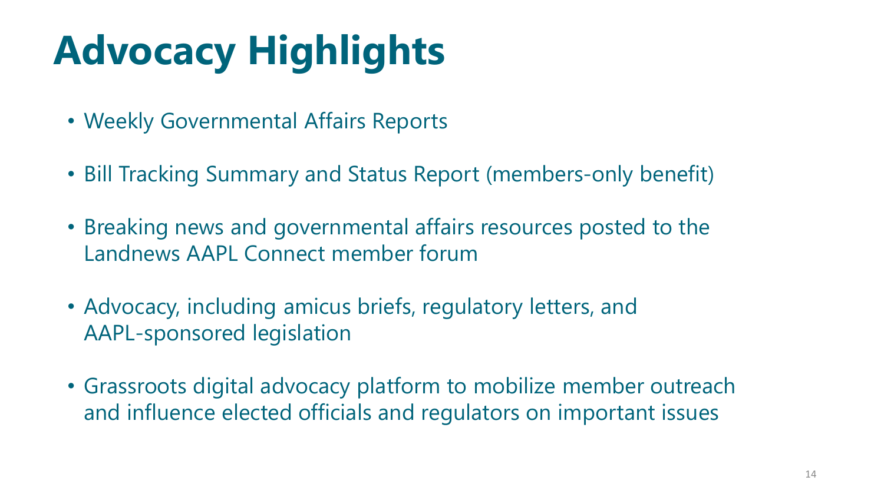# Advocacy Highlights

- Weekly Governmental Affairs Reports
- Bill Tracking Summary and Status Report (members-only benefit)
- Breaking news and governmental affairs resources posted to the Landnews AAPL Connect member forum
- Advocacy, including amicus briefs, regulatory letters, and AAPL-sponsored legislation
- Grassroots digital advocacy platform to mobilize member outreach and influence elected officials and regulators on important issues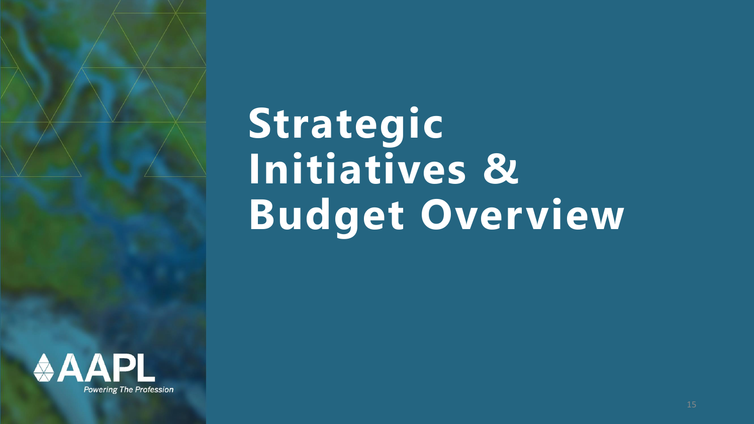# Strategic Initiatives & Budget Overview

AAPL

*Powering The Profession*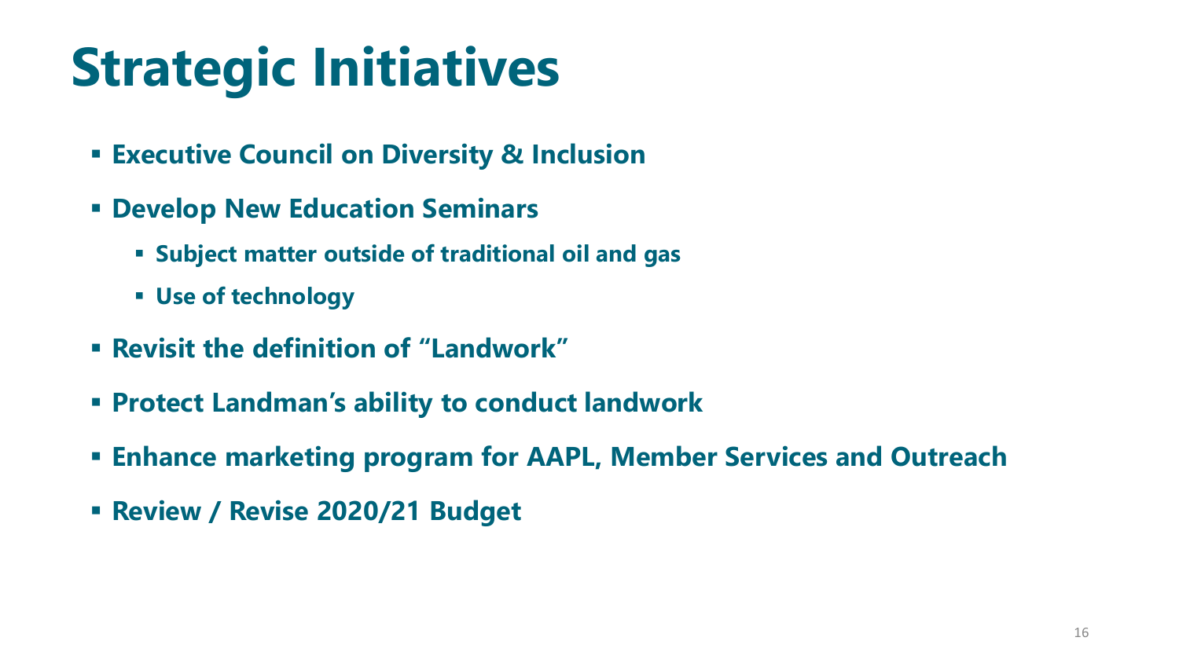# Strategic Initiatives

- **Executive Council on Diversity & Inclusion**
- **Develop New Education Seminars**
  - **Subject matter outside of traditional oil and gas**
  - **Use of technology**
- **Revisit the definition of "Landwork"**
- **Protect Landman's ability to conduct landwork**
- **Enhance marketing program for AAPL, Member Services and Outreach**
- **Review / Revise 2020/21 Budget**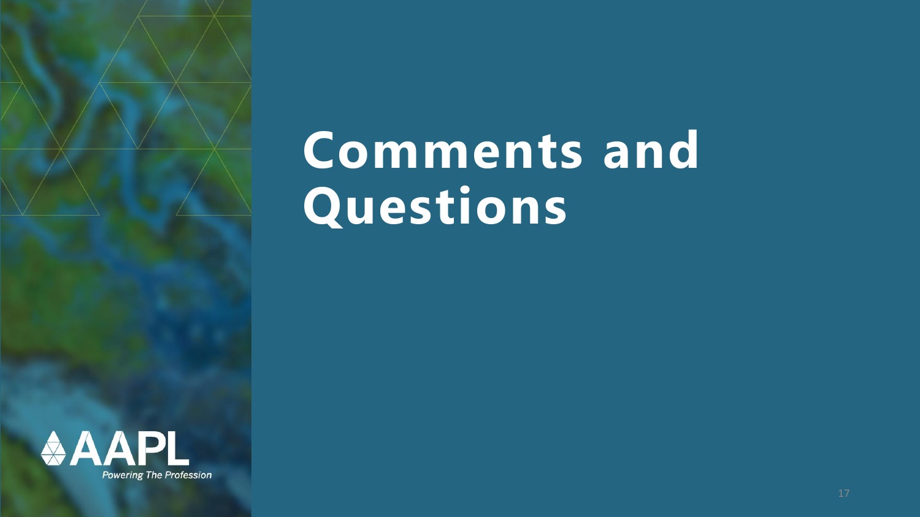# Comments and Questions

AAPL

*Powering The Profession*